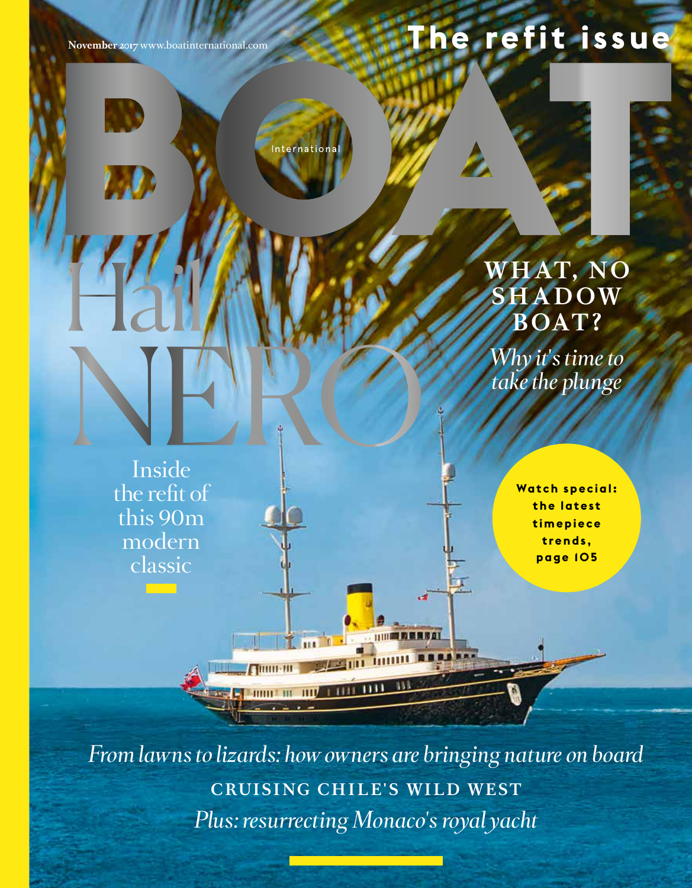November 2017 www.boatinternational.com

The refit issue

# BOAT International

# Hail NERO

Inside the refit of this 90m modern classic

## WHAT, NO SHADOW BOAT?

*Why it's time to take the plunge*

**Watch special: the latest timepiece trends, page 105**

*From lawns to lizards: how owners are bringing nature on board*

CRUISING CHILE'S WILD WEST

*Plus: resurrecting Monaco's royal yacht*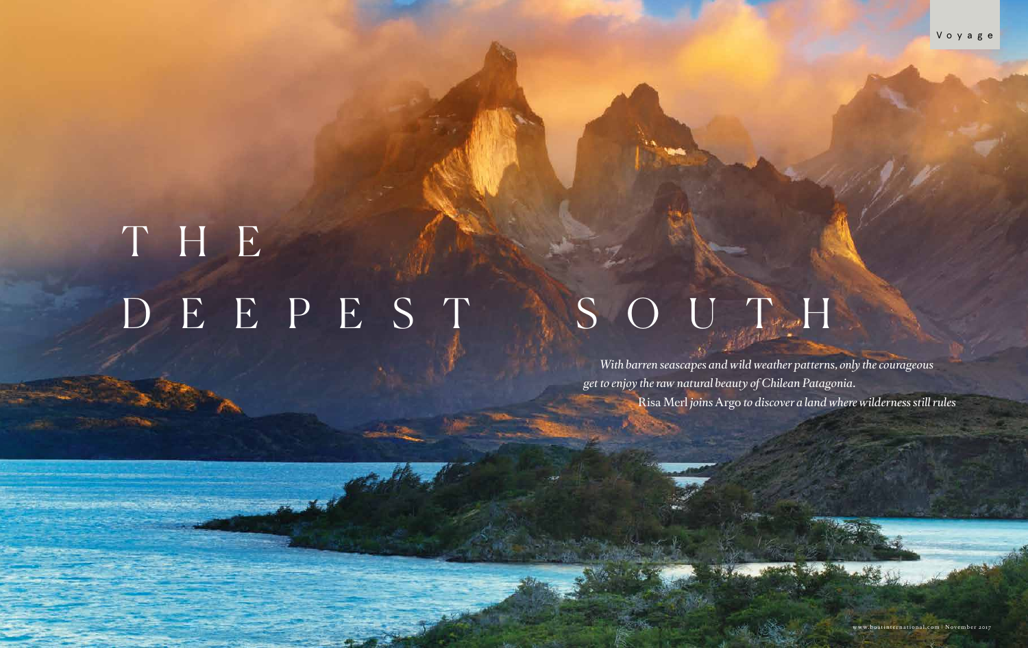# THE DEEPEST SOUTH

*With barren seascapes and wild weather patterns, only the courageous get to enjoy the raw natural beauty of Chilean Patagonia.* Risa Merl *joins* Argo *to discover a land where wilderness still rules*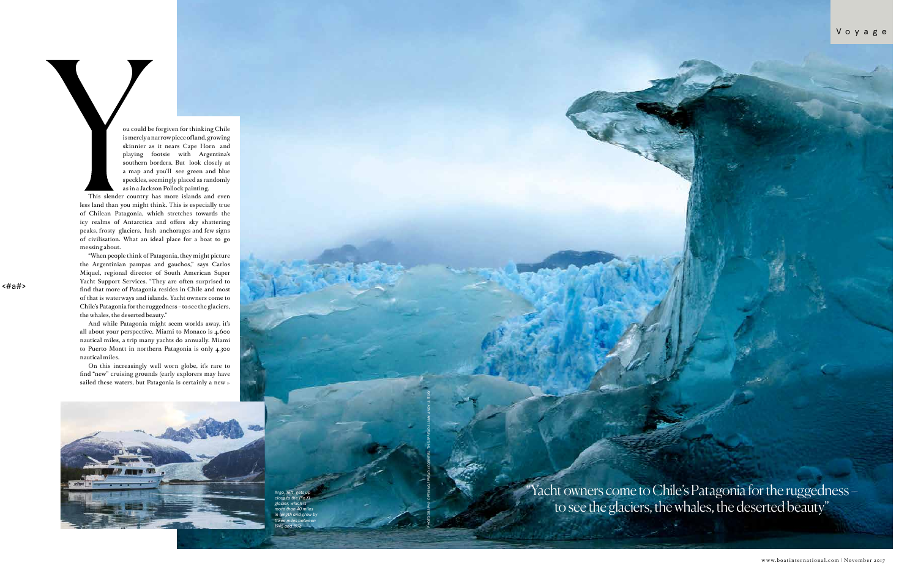You could be forgiven for thinking Chile is merely a narrow piece of land, growing skinnier as it nears Cape Horn and playing footsie with Argentina's southern borders. But look closely at a map and you'll see green and blue speckles, seemingly placed as randomly as in a Jackson Pollock painting.

This slender country has more islands and even less land than you might think. This is especially true of Chilean Patagonia, which stretches towards the icy realms of Antarctica and offers sky shattering peaks, frosty glaciers, lush anchorages and few signs of civilisation. What an ideal place for a boat to go messing about.

"When people think of Patagonia, they might picture the Argentinian pampas and gauchos," says Carlos Miquel, regional director of South American Super Yacht Support Services. "They are often surprised to find that more of Patagonia resides in Chile and most of that is waterways and islands. Yacht owners come to Chile's Patagonia for the ruggedness – to see the glaciers, the whales, the deserted beauty."

And while Patagonia might seem worlds away, it's all about your perspective. Miami to Monaco is 4,600 nautical miles, a trip many yachts do annually. Miami to Puerto Montt in northern Patagonia is only 4,300 nautical miles.

On this increasingly well worn globe, it's rare to find "new" cruising grounds (early explorers may have sailed these waters, but Patagonia is certainly a new »

*Argo, left, gets up close to the Pio XI glacier, which is more than 40 miles in length and grew by three miles between 1945 and 1976*

"Yacht owners come to Chile's Patagonia for the ruggedness – to see the glaciers, the whales, the deserted beauty"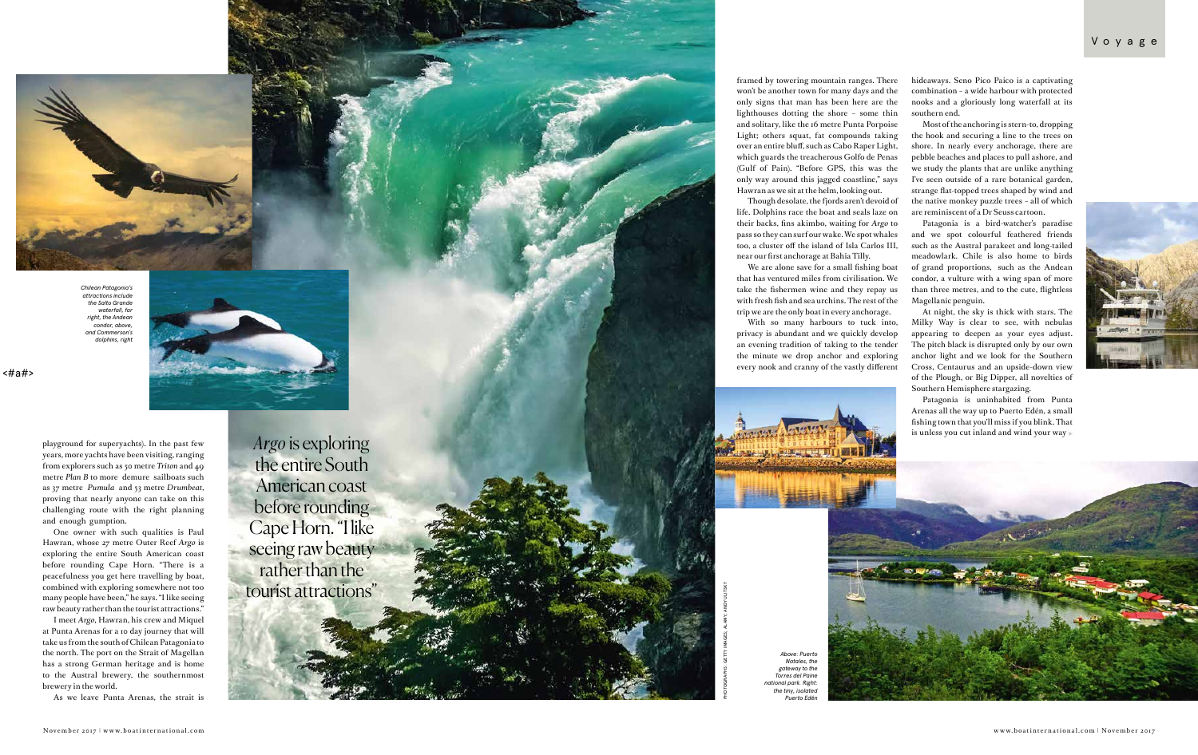Chilean Patagonia's attractions include the Salto Grande waterfall, far right, the Andean condor, above, and Commerson's dolphins, right

playground for superyachts). In the past few years, more yachts have been visiting, ranging from explorers such as 50 metre *Triton* and 49 metre *Plan B* to more demure sailboats such as 37 metre *Pumula* and 53 metre *Drumbeat*, proving that nearly anyone can take on this challenging route with the right planning and enough gumption.

One owner with such qualities is Paul Hawran, whose 27 metre Outer Reef *Argo* is exploring the entire South American coast before rounding Cape Horn. "There is a peacefulness you get here travelling by boat, combined with exploring somewhere not too many people have been," he says. "I like seeing raw beauty rather than the tourist attractions."

I meet *Argo*, Hawran, his crew and Miquel at Punta Arenas for a 10 day journey that will take us from the south of Chilean Patagonia to the north. The port on the Strait of Magellan has a strong German heritage and is home to the Austral brewery, the southernmost brewery in the world.

As we leave Punta Arenas, the strait is framed by towering mountain ranges. There won't be another town for many days and the only signs that man has been here are the lighthouses dotting the shore – some thin and solitary, like the 16 metre Punta Porpoise Light; others squat, fat compounds taking over an entire bluff, such as Cabo Raper Light, which guards the treacherous Golfo de Penas (Gulf of Pain). "Before GPS, this was the only way around this jagged coastline," says Hawran as we sit at the helm, looking out.

> *Argo* is exploring the entire South American coast before rounding Cape Horn. "I like seeing raw beauty rather than the tourist attractions"

Though desolate, the fjords aren't devoid of life. Dolphins race the boat and seals laze on their backs, fins akimbo, waiting for *Argo* to pass so they can surf our wake. We spot whales too, a cluster off the island of Isla Carlos III, near our first anchorage at Bahia Tilly.

We are alone save for a small fishing boat that has ventured miles from civilisation. We take the fishermen wine and they repay us with fresh fish and sea urchins. The rest of the trip we are the only boat in every anchorage.

With so many harbours to tuck into, privacy is abundant and we quickly develop an evening tradition of taking to the tender the minute we drop anchor and exploring every nook and cranny of the vastly different hideaways. Seno Pico Paico is a captivating combination – a wide harbour with protected nooks and a gloriously long waterfall at its southern end.

Most of the anchoring is stern-to, dropping the hook and securing a line to the trees on shore. In nearly every anchorage, there are pebble beaches and places to pull ashore, and we study the plants that are unlike anything I've seen outside of a rare botanical garden, strange flat-topped trees shaped by wind and the native monkey puzzle trees – all of which are reminiscent of a Dr Seuss cartoon.

Patagonia is a bird-watcher's paradise and we spot colourful feathered friends such as the Austral parakeet and long-tailed meadowlark. Chile is also home to birds of grand proportions, such as the Andean condor, a vulture with a wing span of more than three metres, and to the cute, flightless Magellanic penguin.

At night, the sky is thick with stars. The Milky Way is clear to see, with nebulas appearing to deepen as your eyes adjust. The pitch black is disrupted only by our own anchor light and we look for the Southern Cross, Centaurus and an upside-down view of the Plough, or Big Dipper, all novelties of Southern Hemisphere stargazing.

Patagonia is uninhabited from Punta Arenas all the way up to Puerto Edén, a small fishing town that you'll miss if you blink. That is unless you cut inland and wind your way ▸

Above: Puerto Natales, the gateway to the Torres del Paine national park. Right: the tiny, isolated Puerto Edén

PHOTOGRAPHS: GETTY IMAGES; ALAMY; ANDY LILITSKY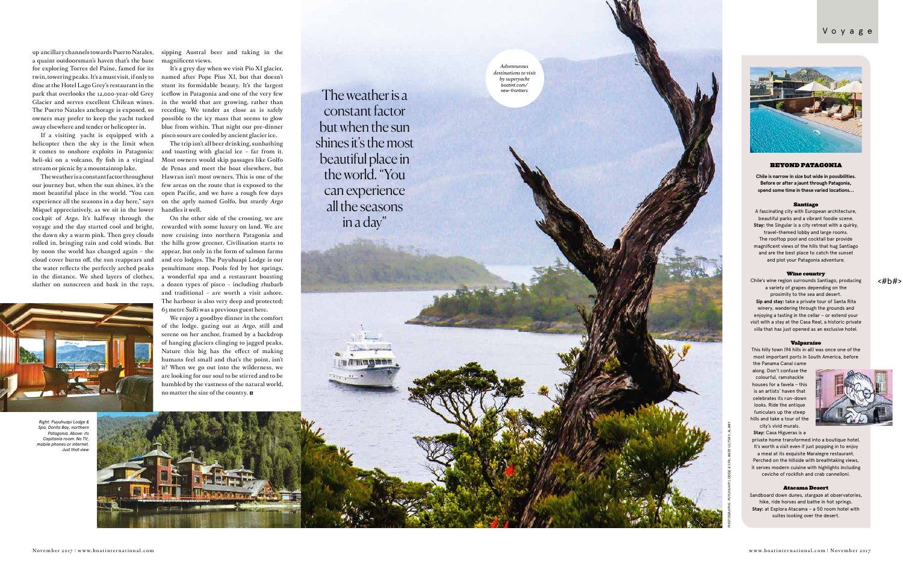up ancillary channels towards Puerto Natales, a quaint outdoorsman's haven that's the base for exploring Torres del Paine, famed for its twin, towering peaks. It's a must visit, if only to dine at the Hotel Lago Grey's restaurant in the park that overlooks the 12,000-year-old Grey Glacier and serves excellent Chilean wines. The Puerto Natales anchorage is exposed, so owners may prefer to keep the yacht tucked away elsewhere and tender or helicopter in.

If a visiting yacht is equipped with a helicopter then the sky is the limit when it comes to onshore exploits in Patagonia: heli-ski on a volcano, fly fish in a virginal stream or picnic by a mountaintop lake.

The weather is a constant factor throughout our journey but, when the sun shines, it's the most beautiful place in the world. "You can experience all the seasons in a day here," says Miquel appreciatively, as we sit in the lower cockpit of *Argo*. It's halfway through the voyage and the day started cool and bright, the dawn sky a warm pink. Then grey clouds rolled in, bringing rain and cold winds. But by noon the world has changed again – the cloud cover burns off, the sun reappears and the water reflects the perfectly arched peaks in the distance. We shed layers of clothes, slather on sunscreen and bask in the rays, sipping Austral beer and taking in the magnificent views.

It's a grey day when we visit Pio XI glacier, named after Pope Pius XI, but that doesn't stunt its formidable beauty. It's the largest iceflow in Patagonia and one of the very few in the world that are growing, rather than receding. We tender as close as is safely possible to the icy mass that seems to glow blue from within. That night our pre-dinner pisco sours are cooled by ancient glacier ice.

The trip isn't all beer drinking, sunbathing and toasting with glacial ice – far from it. Most owners would skip passages like Golfo de Penas and meet the boat elsewhere, but Hawran isn't most owners. This is one of the few areas on the route that is exposed to the open Pacific, and we have a rough few days on the aptly named Golfo, but sturdy *Argo* handles it well.

On the other side of the crossing, we are rewarded with some luxury on land. We are now cruising into northern Patagonia and the hills grow greener. Civilisation starts to appear, but only in the form of salmon farms and eco lodges. The Puyuhuapi Lodge is our penultimate stop. Pools fed by hot springs, a wonderful spa and a restaurant boasting a dozen types of pisco – including rhubarb and traditional – are worth a visit ashore. The harbour is also very deep and protected; 63 metre *SuRi* was a previous guest here.

We enjoy a goodbye dinner in the comfort of the lodge, gazing out at *Argo*, still and serene on her anchor, framed by a backdrop of hanging glaciers clinging to jagged peaks. Nature this big has the effect of making humans feel small and that's the point, isn't it? When we go out into the wilderness, we are looking for our soul to be stirred and to be humbled by the vastness of the natural world, no matter the size of the country. ■

*Right: Puyuhuapi Lodge & Spa, Dorita Bay, northern Patagonia. Above: its Capitania room. No TV, mobile phones or internet. Just that view*

> The weather is a constant factor but when the sun shines it's the most beautiful place in the world. "You can experience all the seasons in a day"

*Adventurous destinations to visit by superyacht boatint.com/new-frontiers*

PHOTOGRAPHS: PUYUHUAPI LODGE & SPA; ANDY ULITSKY; ALAMY

## BEYOND PATAGONIA

**Chile is narrow in size but wide in possibilities. Before or after a jaunt through Patagonia, spend some time in these varied locations…**

### Santiago

A fascinating city with European architecture, beautiful parks and a vibrant foodie scene. **Stay:** the Singular is a city retreat with a quirky, travel-themed lobby and large rooms. The rooftop pool and cocktail bar provide magnificent views of the hills that hug Santiago and are the best place to catch the sunset and plot your Patagonia adventure.

### Wine country

Chile's wine region surrounds Santiago, producing a variety of grapes depending on the proximity to the sea and desert. **Sip and stay:** take a private tour of Santa Rita winery, wandering through the grounds and enjoying a tasting in the cellar – or extend your visit with a stay at the Casa Real, a historic private villa that has just opened as an exclusive hotel.

### Valparaíso

This hilly town (94 hills in all) was once one of the most important ports in South America, before the Panama Canal came along. Don't confuse the colourful, ramshackle houses for a favela – this is an artists' haven that celebrates its run-down looks. Ride the antique funiculars up the steep hills and take a tour of the city's vivid murals. **Stay:** Casa Higueras is a private home transformed into a boutique hotel. It's worth a visit even if just popping in to enjoy a meal at its exquisite Maralegre restaurant. Perched on the hillside with breathtaking views, it serves modern cuisine with highlights including ceviche of rockfish and crab cannelloni.

### Atacama Desert

Sandboard down dunes, stargaze at observatories, hike, ride horses and bathe in hot springs. **Stay:** at Explora Atacama – a 50 room hotel with suites looking over the desert.